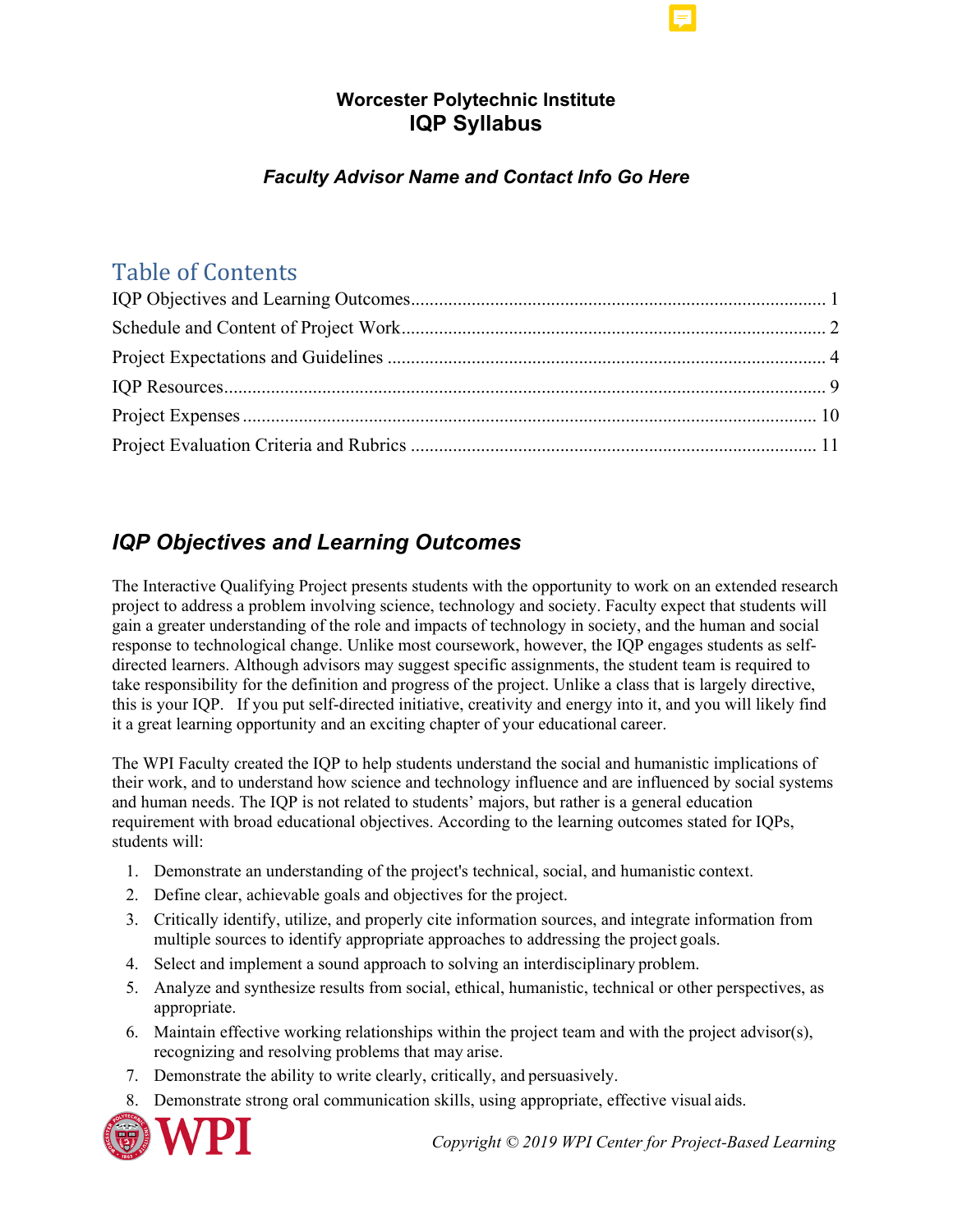**Worcester Polytechnic Institute**

# IQP Syllabus

***Faculty Advisor Name and Contact Info Go Here***

## Table of Contents

IQP Objectives and Learning Outcomes ........ 1
Schedule and Content of Project Work ........ 2
Project Expectations and Guidelines ........ 4
IQP Resources ........ 9
Project Expenses ........ 10
Project Evaluation Criteria and Rubrics ........ 11

## *IQP Objectives and Learning Outcomes*

The Interactive Qualifying Project presents students with the opportunity to work on an extended research project to address a problem involving science, technology and society. Faculty expect that students will gain a greater understanding of the role and impacts of technology in society, and the human and social response to technological change. Unlike most coursework, however, the IQP engages students as self-directed learners. Although advisors may suggest specific assignments, the student team is required to take responsibility for the definition and progress of the project. Unlike a class that is largely directive, this is your IQP. If you put self-directed initiative, creativity and energy into it, and you will likely find it a great learning opportunity and an exciting chapter of your educational career.

The WPI Faculty created the IQP to help students understand the social and humanistic implications of their work, and to understand how science and technology influence and are influenced by social systems and human needs. The IQP is not related to students' majors, but rather is a general education requirement with broad educational objectives. According to the learning outcomes stated for IQPs, students will:

1. Demonstrate an understanding of the project's technical, social, and humanistic context.
2. Define clear, achievable goals and objectives for the project.
3. Critically identify, utilize, and properly cite information sources, and integrate information from multiple sources to identify appropriate approaches to addressing the project goals.
4. Select and implement a sound approach to solving an interdisciplinary problem.
5. Analyze and synthesize results from social, ethical, humanistic, technical or other perspectives, as appropriate.
6. Maintain effective working relationships within the project team and with the project advisor(s), recognizing and resolving problems that may arise.
7. Demonstrate the ability to write clearly, critically, and persuasively.
8. Demonstrate strong oral communication skills, using appropriate, effective visual aids.

*Copyright © 2019 WPI Center for Project-Based Learning*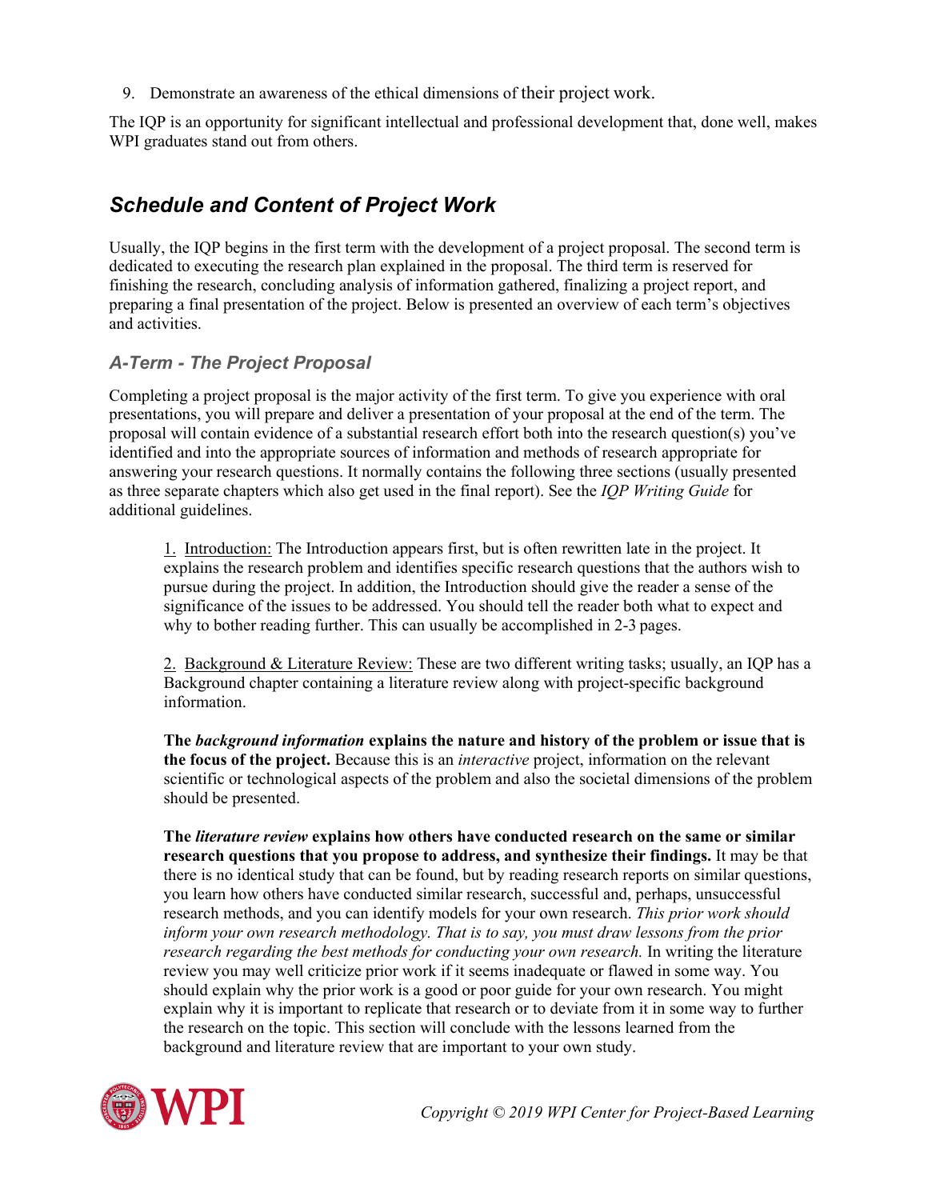9. Demonstrate an awareness of the ethical dimensions of their project work.

The IQP is an opportunity for significant intellectual and professional development that, done well, makes WPI graduates stand out from others.

## *Schedule and Content of Project Work*

Usually, the IQP begins in the first term with the development of a project proposal. The second term is dedicated to executing the research plan explained in the proposal. The third term is reserved for finishing the research, concluding analysis of information gathered, finalizing a project report, and preparing a final presentation of the project. Below is presented an overview of each term's objectives and activities.

### *A-Term - The Project Proposal*

Completing a project proposal is the major activity of the first term. To give you experience with oral presentations, you will prepare and deliver a presentation of your proposal at the end of the term. The proposal will contain evidence of a substantial research effort both into the research question(s) you've identified and into the appropriate sources of information and methods of research appropriate for answering your research questions. It normally contains the following three sections (usually presented as three separate chapters which also get used in the final report). See the *IQP Writing Guide* for additional guidelines.

1. Introduction: The Introduction appears first, but is often rewritten late in the project. It explains the research problem and identifies specific research questions that the authors wish to pursue during the project. In addition, the Introduction should give the reader a sense of the significance of the issues to be addressed. You should tell the reader both what to expect and why to bother reading further. This can usually be accomplished in 2-3 pages.

2. Background & Literature Review: These are two different writing tasks; usually, an IQP has a Background chapter containing a literature review along with project-specific background information.

**The *background information* explains the nature and history of the problem or issue that is the focus of the project.** Because this is an *interactive* project, information on the relevant scientific or technological aspects of the problem and also the societal dimensions of the problem should be presented.

**The *literature review* explains how others have conducted research on the same or similar research questions that you propose to address, and synthesize their findings.** It may be that there is no identical study that can be found, but by reading research reports on similar questions, you learn how others have conducted similar research, successful and, perhaps, unsuccessful research methods, and you can identify models for your own research. *This prior work should inform your own research methodology. That is to say, you must draw lessons from the prior research regarding the best methods for conducting your own research.* In writing the literature review you may well criticize prior work if it seems inadequate or flawed in some way. You should explain why the prior work is a good or poor guide for your own research. You might explain why it is important to replicate that research or to deviate from it in some way to further the research on the topic. This section will conclude with the lessons learned from the background and literature review that are important to your own study.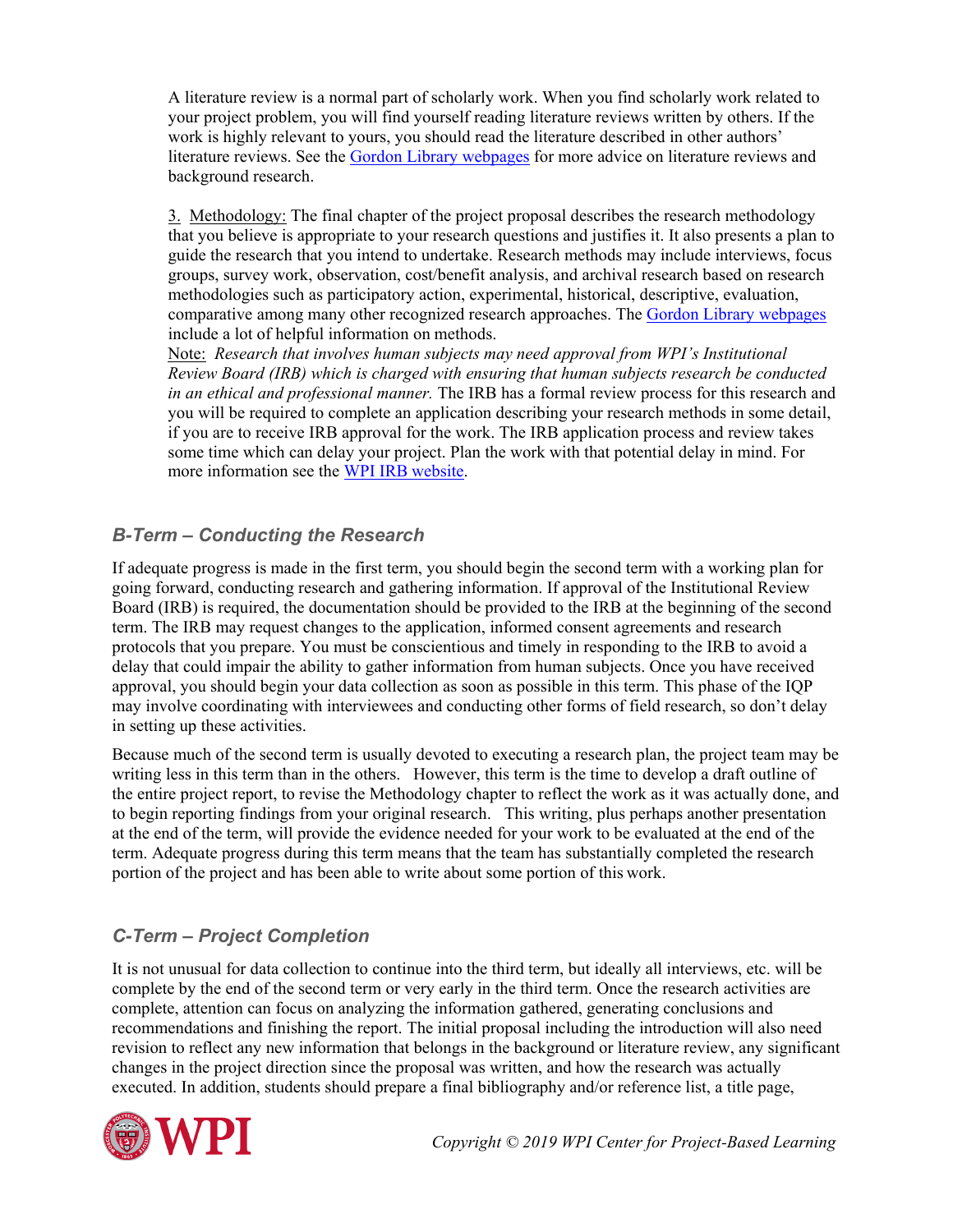A literature review is a normal part of scholarly work. When you find scholarly work related to your project problem, you will find yourself reading literature reviews written by others. If the work is highly relevant to yours, you should read the literature described in other authors' literature reviews. See the Gordon Library webpages for more advice on literature reviews and background research.

3. Methodology: The final chapter of the project proposal describes the research methodology that you believe is appropriate to your research questions and justifies it. It also presents a plan to guide the research that you intend to undertake. Research methods may include interviews, focus groups, survey work, observation, cost/benefit analysis, and archival research based on research methodologies such as participatory action, experimental, historical, descriptive, evaluation, comparative among many other recognized research approaches. The Gordon Library webpages include a lot of helpful information on methods.
Note: *Research that involves human subjects may need approval from WPI's Institutional Review Board (IRB) which is charged with ensuring that human subjects research be conducted in an ethical and professional manner.* The IRB has a formal review process for this research and you will be required to complete an application describing your research methods in some detail, if you are to receive IRB approval for the work. The IRB application process and review takes some time which can delay your project. Plan the work with that potential delay in mind. For more information see the WPI IRB website.

### *B-Term – Conducting the Research*

If adequate progress is made in the first term, you should begin the second term with a working plan for going forward, conducting research and gathering information. If approval of the Institutional Review Board (IRB) is required, the documentation should be provided to the IRB at the beginning of the second term. The IRB may request changes to the application, informed consent agreements and research protocols that you prepare. You must be conscientious and timely in responding to the IRB to avoid a delay that could impair the ability to gather information from human subjects. Once you have received approval, you should begin your data collection as soon as possible in this term. This phase of the IQP may involve coordinating with interviewees and conducting other forms of field research, so don't delay in setting up these activities.

Because much of the second term is usually devoted to executing a research plan, the project team may be writing less in this term than in the others. However, this term is the time to develop a draft outline of the entire project report, to revise the Methodology chapter to reflect the work as it was actually done, and to begin reporting findings from your original research. This writing, plus perhaps another presentation at the end of the term, will provide the evidence needed for your work to be evaluated at the end of the term. Adequate progress during this term means that the team has substantially completed the research portion of the project and has been able to write about some portion of this work.

### *C-Term – Project Completion*

It is not unusual for data collection to continue into the third term, but ideally all interviews, etc. will be complete by the end of the second term or very early in the third term. Once the research activities are complete, attention can focus on analyzing the information gathered, generating conclusions and recommendations and finishing the report. The initial proposal including the introduction will also need revision to reflect any new information that belongs in the background or literature review, any significant changes in the project direction since the proposal was written, and how the research was actually executed. In addition, students should prepare a final bibliography and/or reference list, a title page,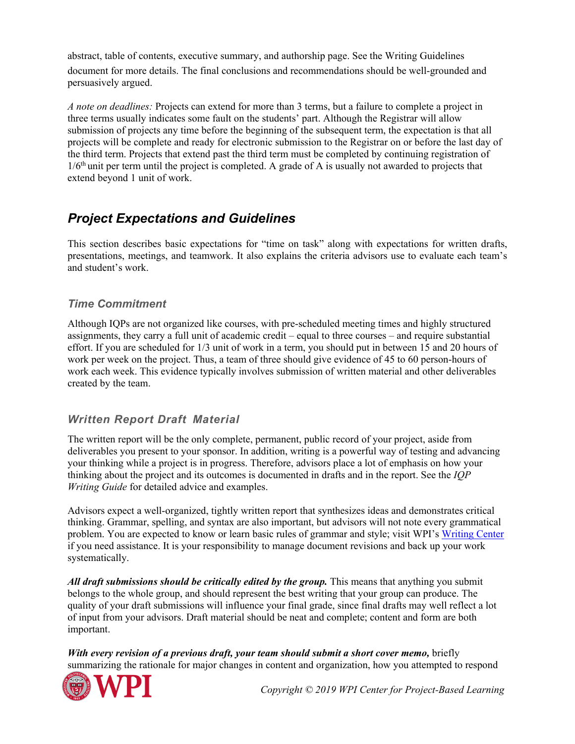abstract, table of contents, executive summary, and authorship page. See the Writing Guidelines document for more details. The final conclusions and recommendations should be well-grounded and persuasively argued.

*A note on deadlines:* Projects can extend for more than 3 terms, but a failure to complete a project in three terms usually indicates some fault on the students' part. Although the Registrar will allow submission of projects any time before the beginning of the subsequent term, the expectation is that all projects will be complete and ready for electronic submission to the Registrar on or before the last day of the third term. Projects that extend past the third term must be completed by continuing registration of 1/6th unit per term until the project is completed. A grade of A is usually not awarded to projects that extend beyond 1 unit of work.

## Project Expectations and Guidelines

This section describes basic expectations for "time on task" along with expectations for written drafts, presentations, meetings, and teamwork. It also explains the criteria advisors use to evaluate each team's and student's work.

### Time Commitment

Although IQPs are not organized like courses, with pre-scheduled meeting times and highly structured assignments, they carry a full unit of academic credit – equal to three courses – and require substantial effort. If you are scheduled for 1/3 unit of work in a term, you should put in between 15 and 20 hours of work per week on the project. Thus, a team of three should give evidence of 45 to 60 person-hours of work each week. This evidence typically involves submission of written material and other deliverables created by the team.

### Written Report Draft Material

The written report will be the only complete, permanent, public record of your project, aside from deliverables you present to your sponsor. In addition, writing is a powerful way of testing and advancing your thinking while a project is in progress. Therefore, advisors place a lot of emphasis on how your thinking about the project and its outcomes is documented in drafts and in the report. See the *IQP Writing Guide* for detailed advice and examples.

Advisors expect a well-organized, tightly written report that synthesizes ideas and demonstrates critical thinking. Grammar, spelling, and syntax are also important, but advisors will not note every grammatical problem. You are expected to know or learn basic rules of grammar and style; visit WPI's Writing Center if you need assistance. It is your responsibility to manage document revisions and back up your work systematically.

***All draft submissions should be critically edited by the group.*** This means that anything you submit belongs to the whole group, and should represent the best writing that your group can produce. The quality of your draft submissions will influence your final grade, since final drafts may well reflect a lot of input from your advisors. Draft material should be neat and complete; content and form are both important.

***With every revision of a previous draft, your team should submit a short cover memo,*** briefly summarizing the rationale for major changes in content and organization, how you attempted to respond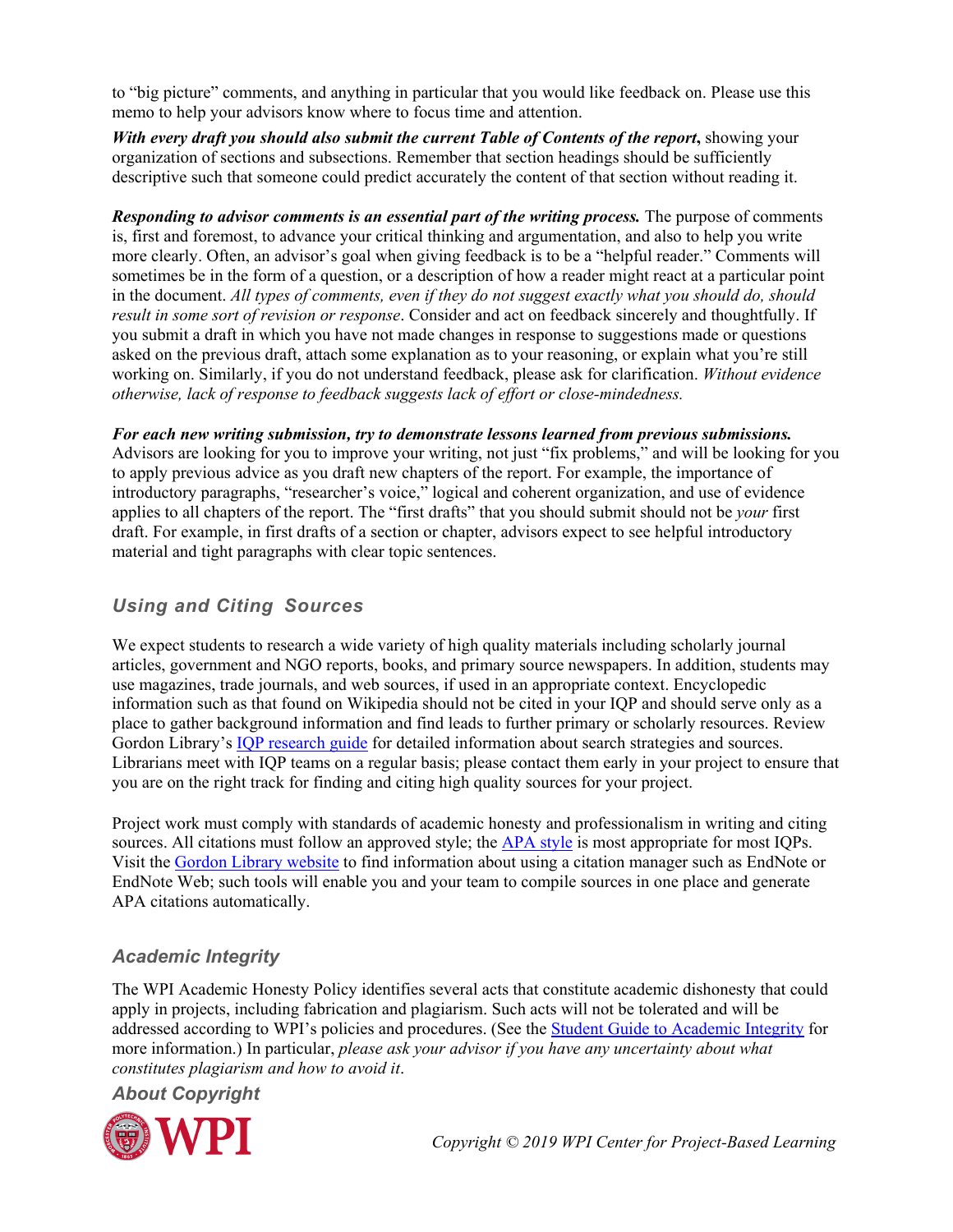to "big picture" comments, and anything in particular that you would like feedback on. Please use this memo to help your advisors know where to focus time and attention.

***With every draft you should also submit the current Table of Contents of the report*****,** showing your organization of sections and subsections. Remember that section headings should be sufficiently descriptive such that someone could predict accurately the content of that section without reading it.

***Responding to advisor comments is an essential part of the writing process.*** The purpose of comments is, first and foremost, to advance your critical thinking and argumentation, and also to help you write more clearly. Often, an advisor's goal when giving feedback is to be a "helpful reader." Comments will sometimes be in the form of a question, or a description of how a reader might react at a particular point in the document. *All types of comments, even if they do not suggest exactly what you should do, should result in some sort of revision or response*. Consider and act on feedback sincerely and thoughtfully. If you submit a draft in which you have not made changes in response to suggestions made or questions asked on the previous draft, attach some explanation as to your reasoning, or explain what you're still working on. Similarly, if you do not understand feedback, please ask for clarification. *Without evidence otherwise, lack of response to feedback suggests lack of effort or close-mindedness.*

***For each new writing submission, try to demonstrate lessons learned from previous submissions.*** Advisors are looking for you to improve your writing, not just "fix problems," and will be looking for you to apply previous advice as you draft new chapters of the report. For example, the importance of introductory paragraphs, "researcher's voice," logical and coherent organization, and use of evidence applies to all chapters of the report. The "first drafts" that you should submit should not be *your* first draft. For example, in first drafts of a section or chapter, advisors expect to see helpful introductory material and tight paragraphs with clear topic sentences.

### *Using and Citing Sources*

We expect students to research a wide variety of high quality materials including scholarly journal articles, government and NGO reports, books, and primary source newspapers. In addition, students may use magazines, trade journals, and web sources, if used in an appropriate context. Encyclopedic information such as that found on Wikipedia should not be cited in your IQP and should serve only as a place to gather background information and find leads to further primary or scholarly resources. Review Gordon Library's IQP research guide for detailed information about search strategies and sources. Librarians meet with IQP teams on a regular basis; please contact them early in your project to ensure that you are on the right track for finding and citing high quality sources for your project.

Project work must comply with standards of academic honesty and professionalism in writing and citing sources. All citations must follow an approved style; the APA style is most appropriate for most IQPs. Visit the Gordon Library website to find information about using a citation manager such as EndNote or EndNote Web; such tools will enable you and your team to compile sources in one place and generate APA citations automatically.

### *Academic Integrity*

The WPI Academic Honesty Policy identifies several acts that constitute academic dishonesty that could apply in projects, including fabrication and plagiarism. Such acts will not be tolerated and will be addressed according to WPI's policies and procedures. (See the Student Guide to Academic Integrity for more information.) In particular, *please ask your advisor if you have any uncertainty about what constitutes plagiarism and how to avoid it*.

### *About Copyright*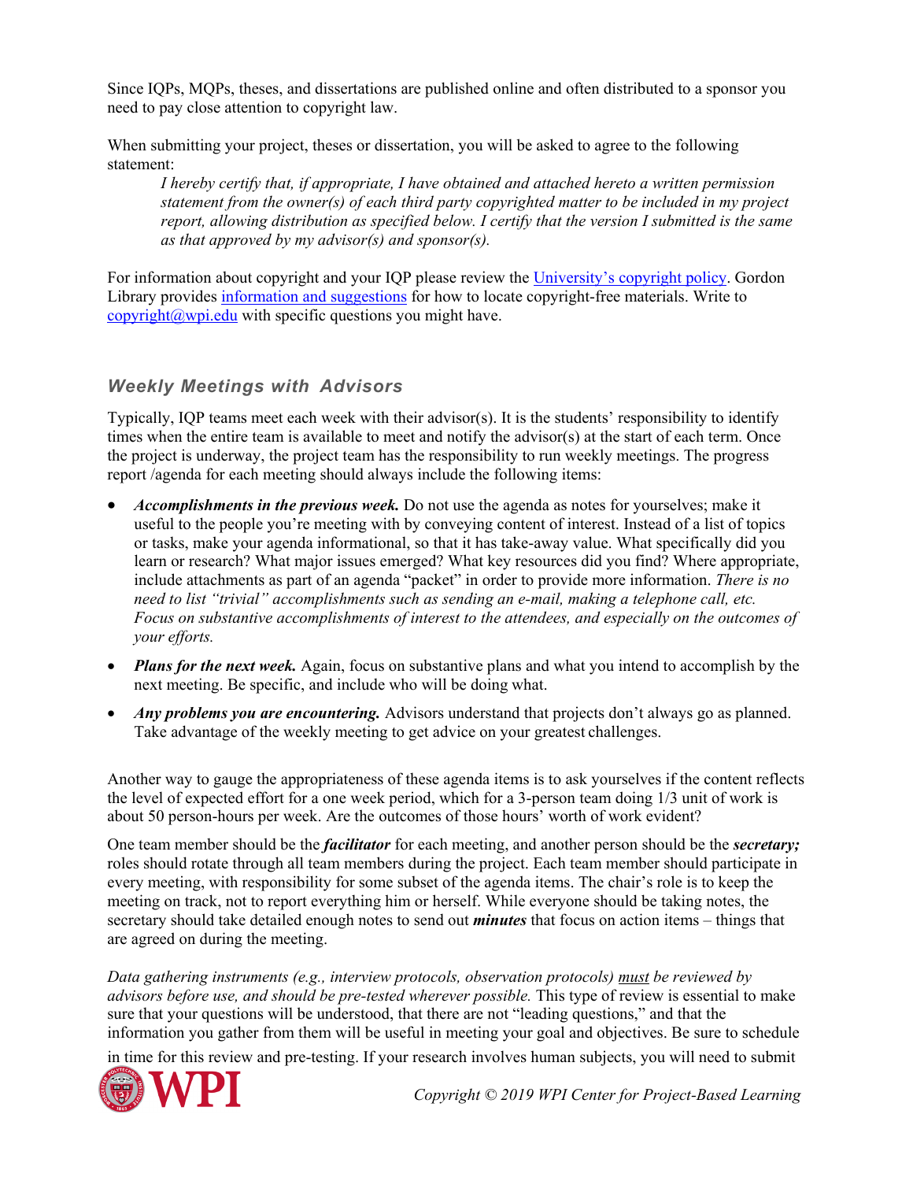Since IQPs, MQPs, theses, and dissertations are published online and often distributed to a sponsor you need to pay close attention to copyright law.

When submitting your project, theses or dissertation, you will be asked to agree to the following statement:

> *I hereby certify that, if appropriate, I have obtained and attached hereto a written permission statement from the owner(s) of each third party copyrighted matter to be included in my project report, allowing distribution as specified below. I certify that the version I submitted is the same as that approved by my advisor(s) and sponsor(s).*

For information about copyright and your IQP please review the [University's copyright policy](). Gordon Library provides [information and suggestions]() for how to locate copyright-free materials. Write to [copyright@wpi.edu]() with specific questions you might have.

### *Weekly Meetings with Advisors*

Typically, IQP teams meet each week with their advisor(s). It is the students' responsibility to identify times when the entire team is available to meet and notify the advisor(s) at the start of each term. Once the project is underway, the project team has the responsibility to run weekly meetings. The progress report /agenda for each meeting should always include the following items:

- ***Accomplishments in the previous week.*** Do not use the agenda as notes for yourselves; make it useful to the people you're meeting with by conveying content of interest. Instead of a list of topics or tasks, make your agenda informational, so that it has take-away value. What specifically did you learn or research? What major issues emerged? What key resources did you find? Where appropriate, include attachments as part of an agenda "packet" in order to provide more information. *There is no need to list "trivial" accomplishments such as sending an e-mail, making a telephone call, etc. Focus on substantive accomplishments of interest to the attendees, and especially on the outcomes of your efforts.*
- ***Plans for the next week.*** Again, focus on substantive plans and what you intend to accomplish by the next meeting. Be specific, and include who will be doing what.
- ***Any problems you are encountering.*** Advisors understand that projects don't always go as planned. Take advantage of the weekly meeting to get advice on your greatest challenges.

Another way to gauge the appropriateness of these agenda items is to ask yourselves if the content reflects the level of expected effort for a one week period, which for a 3-person team doing 1/3 unit of work is about 50 person-hours per week. Are the outcomes of those hours' worth of work evident?

One team member should be the ***facilitator*** for each meeting, and another person should be the ***secretary;*** roles should rotate through all team members during the project. Each team member should participate in every meeting, with responsibility for some subset of the agenda items. The chair's role is to keep the meeting on track, not to report everything him or herself. While everyone should be taking notes, the secretary should take detailed enough notes to send out ***minutes*** that focus on action items – things that are agreed on during the meeting.

*Data gathering instruments (e.g., interview protocols, observation protocols) <u>must</u> be reviewed by advisors before use, and should be pre-tested wherever possible.* This type of review is essential to make sure that your questions will be understood, that there are not "leading questions," and that the information you gather from them will be useful in meeting your goal and objectives. Be sure to schedule in time for this review and pre-testing. If your research involves human subjects, you will need to submit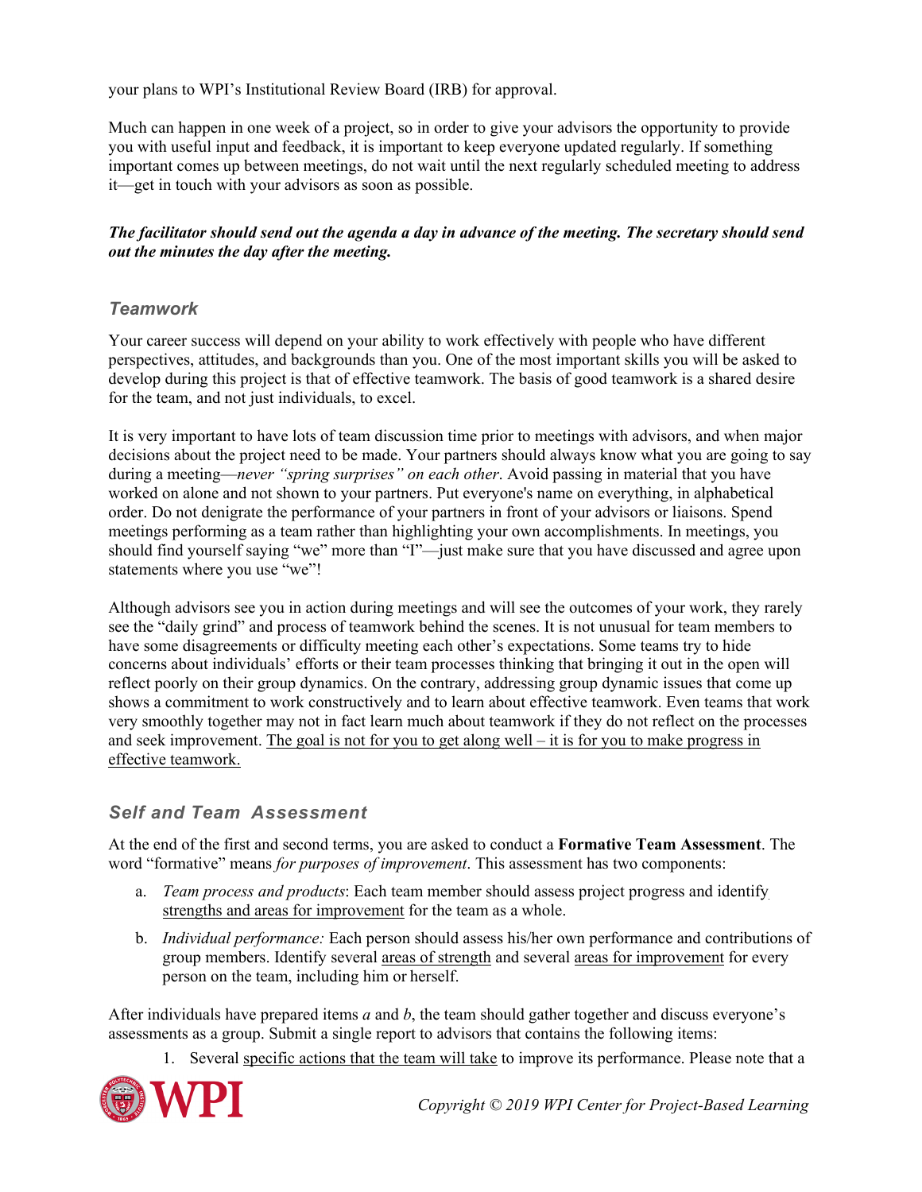your plans to WPI's Institutional Review Board (IRB) for approval.

Much can happen in one week of a project, so in order to give your advisors the opportunity to provide you with useful input and feedback, it is important to keep everyone updated regularly. If something important comes up between meetings, do not wait until the next regularly scheduled meeting to address it—get in touch with your advisors as soon as possible.

***The facilitator should send out the agenda a day in advance of the meeting. The secretary should send out the minutes the day after the meeting.***

### *Teamwork*

Your career success will depend on your ability to work effectively with people who have different perspectives, attitudes, and backgrounds than you. One of the most important skills you will be asked to develop during this project is that of effective teamwork. The basis of good teamwork is a shared desire for the team, and not just individuals, to excel.

It is very important to have lots of team discussion time prior to meetings with advisors, and when major decisions about the project need to be made. Your partners should always know what you are going to say during a meeting—*never "spring surprises" on each other*. Avoid passing in material that you have worked on alone and not shown to your partners. Put everyone's name on everything, in alphabetical order. Do not denigrate the performance of your partners in front of your advisors or liaisons. Spend meetings performing as a team rather than highlighting your own accomplishments. In meetings, you should find yourself saying "we" more than "I"—just make sure that you have discussed and agree upon statements where you use "we"!

Although advisors see you in action during meetings and will see the outcomes of your work, they rarely see the "daily grind" and process of teamwork behind the scenes. It is not unusual for team members to have some disagreements or difficulty meeting each other's expectations. Some teams try to hide concerns about individuals' efforts or their team processes thinking that bringing it out in the open will reflect poorly on their group dynamics. On the contrary, addressing group dynamic issues that come up shows a commitment to work constructively and to learn about effective teamwork. Even teams that work very smoothly together may not in fact learn much about teamwork if they do not reflect on the processes and seek improvement. <u>The goal is not for you to get along well – it is for you to make progress in effective teamwork.</u>

### *Self and Team Assessment*

At the end of the first and second terms, you are asked to conduct a **Formative Team Assessment**. The word "formative" means *for purposes of improvement*. This assessment has two components:

a. *Team process and products*: Each team member should assess project progress and identify <u>strengths and areas for improvement</u> for the team as a whole.
b. *Individual performance:* Each person should assess his/her own performance and contributions of group members. Identify several <u>areas of strength</u> and several <u>areas for improvement</u> for every person on the team, including him or herself.

After individuals have prepared items *a* and *b*, the team should gather together and discuss everyone's assessments as a group. Submit a single report to advisors that contains the following items:

1. Several <u>specific actions that the team will take</u> to improve its performance. Please note that a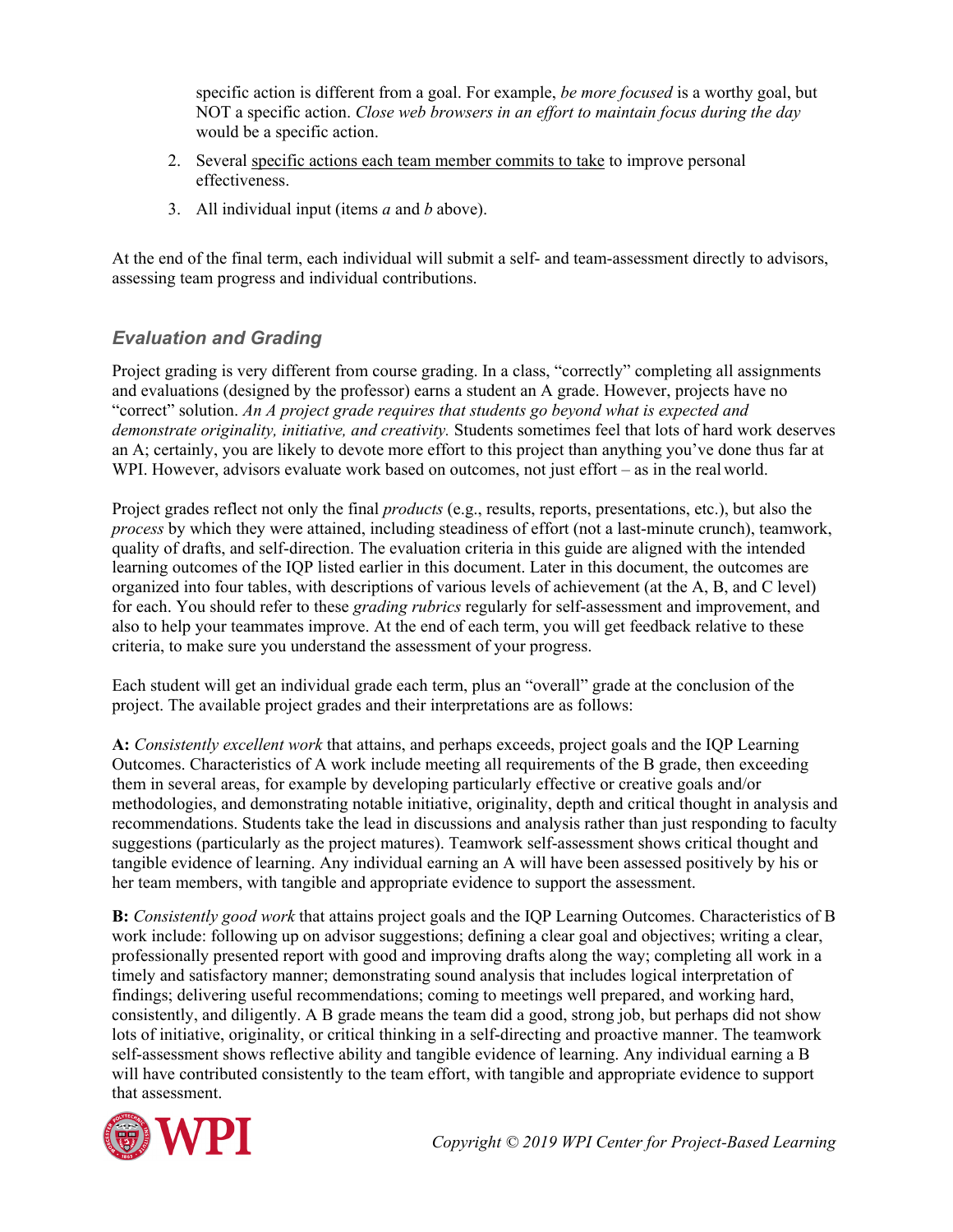specific action is different from a goal. For example, *be more focused* is a worthy goal, but NOT a specific action. *Close web browsers in an effort to maintain focus during the day* would be a specific action.

2. Several specific actions each team member commits to take to improve personal effectiveness.
3. All individual input (items *a* and *b* above).

At the end of the final term, each individual will submit a self- and team-assessment directly to advisors, assessing team progress and individual contributions.

### *Evaluation and Grading*

Project grading is very different from course grading. In a class, "correctly" completing all assignments and evaluations (designed by the professor) earns a student an A grade. However, projects have no "correct" solution. *An A project grade requires that students go beyond what is expected and demonstrate originality, initiative, and creativity.* Students sometimes feel that lots of hard work deserves an A; certainly, you are likely to devote more effort to this project than anything you've done thus far at WPI. However, advisors evaluate work based on outcomes, not just effort – as in the real world.

Project grades reflect not only the final *products* (e.g., results, reports, presentations, etc.), but also the *process* by which they were attained, including steadiness of effort (not a last-minute crunch), teamwork, quality of drafts, and self-direction. The evaluation criteria in this guide are aligned with the intended learning outcomes of the IQP listed earlier in this document. Later in this document, the outcomes are organized into four tables, with descriptions of various levels of achievement (at the A, B, and C level) for each. You should refer to these *grading rubrics* regularly for self-assessment and improvement, and also to help your teammates improve. At the end of each term, you will get feedback relative to these criteria, to make sure you understand the assessment of your progress.

Each student will get an individual grade each term, plus an "overall" grade at the conclusion of the project. The available project grades and their interpretations are as follows:

**A:** *Consistently excellent work* that attains, and perhaps exceeds, project goals and the IQP Learning Outcomes. Characteristics of A work include meeting all requirements of the B grade, then exceeding them in several areas, for example by developing particularly effective or creative goals and/or methodologies, and demonstrating notable initiative, originality, depth and critical thought in analysis and recommendations. Students take the lead in discussions and analysis rather than just responding to faculty suggestions (particularly as the project matures). Teamwork self-assessment shows critical thought and tangible evidence of learning. Any individual earning an A will have been assessed positively by his or her team members, with tangible and appropriate evidence to support the assessment.

**B:** *Consistently good work* that attains project goals and the IQP Learning Outcomes. Characteristics of B work include: following up on advisor suggestions; defining a clear goal and objectives; writing a clear, professionally presented report with good and improving drafts along the way; completing all work in a timely and satisfactory manner; demonstrating sound analysis that includes logical interpretation of findings; delivering useful recommendations; coming to meetings well prepared, and working hard, consistently, and diligently. A B grade means the team did a good, strong job, but perhaps did not show lots of initiative, originality, or critical thinking in a self-directing and proactive manner. The teamwork self-assessment shows reflective ability and tangible evidence of learning. Any individual earning a B will have contributed consistently to the team effort, with tangible and appropriate evidence to support that assessment.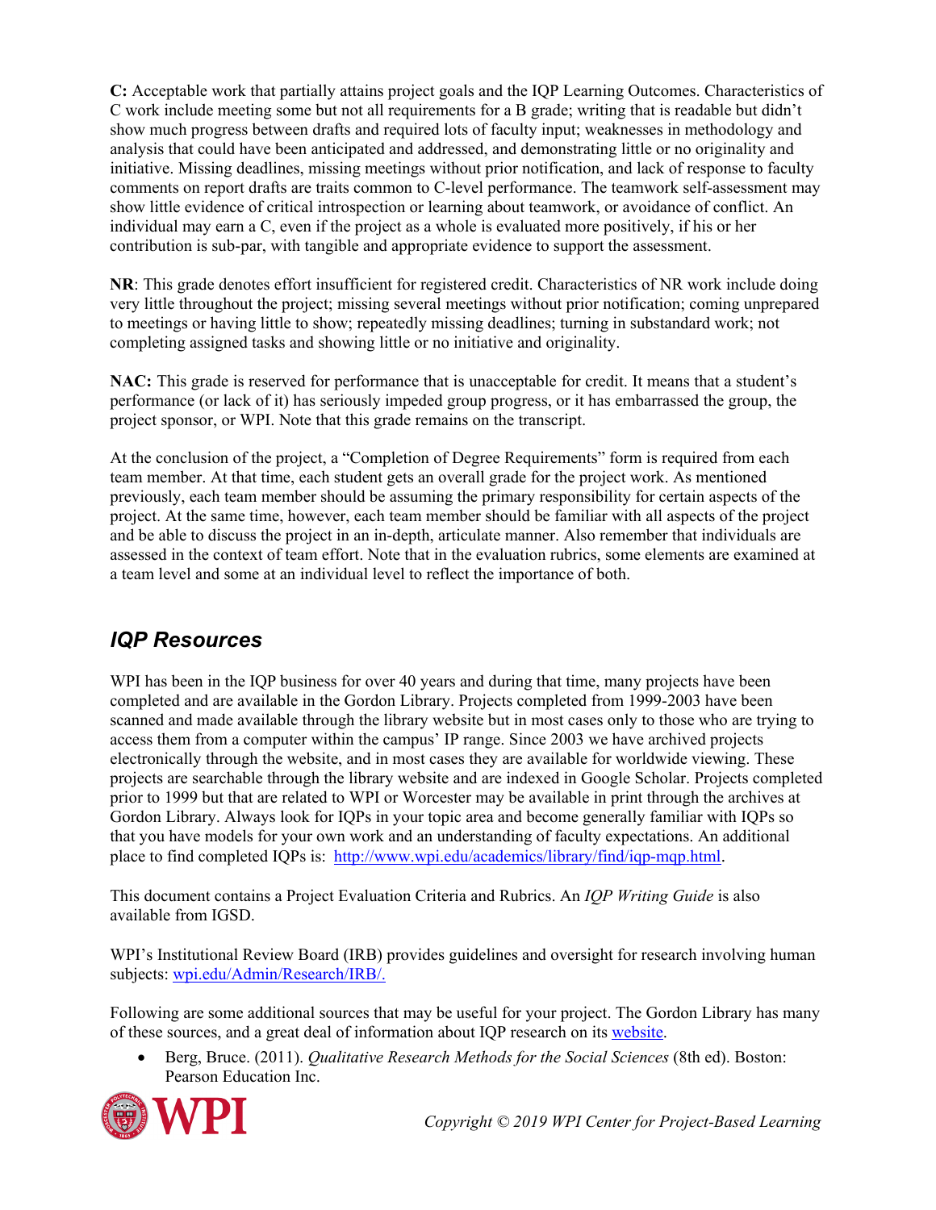**C:** Acceptable work that partially attains project goals and the IQP Learning Outcomes. Characteristics of C work include meeting some but not all requirements for a B grade; writing that is readable but didn't show much progress between drafts and required lots of faculty input; weaknesses in methodology and analysis that could have been anticipated and addressed, and demonstrating little or no originality and initiative. Missing deadlines, missing meetings without prior notification, and lack of response to faculty comments on report drafts are traits common to C-level performance. The teamwork self-assessment may show little evidence of critical introspection or learning about teamwork, or avoidance of conflict. An individual may earn a C, even if the project as a whole is evaluated more positively, if his or her contribution is sub-par, with tangible and appropriate evidence to support the assessment.

**NR**: This grade denotes effort insufficient for registered credit. Characteristics of NR work include doing very little throughout the project; missing several meetings without prior notification; coming unprepared to meetings or having little to show; repeatedly missing deadlines; turning in substandard work; not completing assigned tasks and showing little or no initiative and originality.

**NAC:** This grade is reserved for performance that is unacceptable for credit. It means that a student's performance (or lack of it) has seriously impeded group progress, or it has embarrassed the group, the project sponsor, or WPI. Note that this grade remains on the transcript.

At the conclusion of the project, a "Completion of Degree Requirements" form is required from each team member. At that time, each student gets an overall grade for the project work. As mentioned previously, each team member should be assuming the primary responsibility for certain aspects of the project. At the same time, however, each team member should be familiar with all aspects of the project and be able to discuss the project in an in-depth, articulate manner. Also remember that individuals are assessed in the context of team effort. Note that in the evaluation rubrics, some elements are examined at a team level and some at an individual level to reflect the importance of both.

## *IQP Resources*

WPI has been in the IQP business for over 40 years and during that time, many projects have been completed and are available in the Gordon Library. Projects completed from 1999-2003 have been scanned and made available through the library website but in most cases only to those who are trying to access them from a computer within the campus' IP range. Since 2003 we have archived projects electronically through the website, and in most cases they are available for worldwide viewing. These projects are searchable through the library website and are indexed in Google Scholar. Projects completed prior to 1999 but that are related to WPI or Worcester may be available in print through the archives at Gordon Library. Always look for IQPs in your topic area and become generally familiar with IQPs so that you have models for your own work and an understanding of faculty expectations. An additional place to find completed IQPs is: http://www.wpi.edu/academics/library/find/iqp-mqp.html.

This document contains a Project Evaluation Criteria and Rubrics. An *IQP Writing Guide* is also available from IGSD.

WPI's Institutional Review Board (IRB) provides guidelines and oversight for research involving human subjects: wpi.edu/Admin/Research/IRB/.

Following are some additional sources that may be useful for your project. The Gordon Library has many of these sources, and a great deal of information about IQP research on its website.

- Berg, Bruce. (2011). *Qualitative Research Methods for the Social Sciences* (8th ed). Boston: Pearson Education Inc.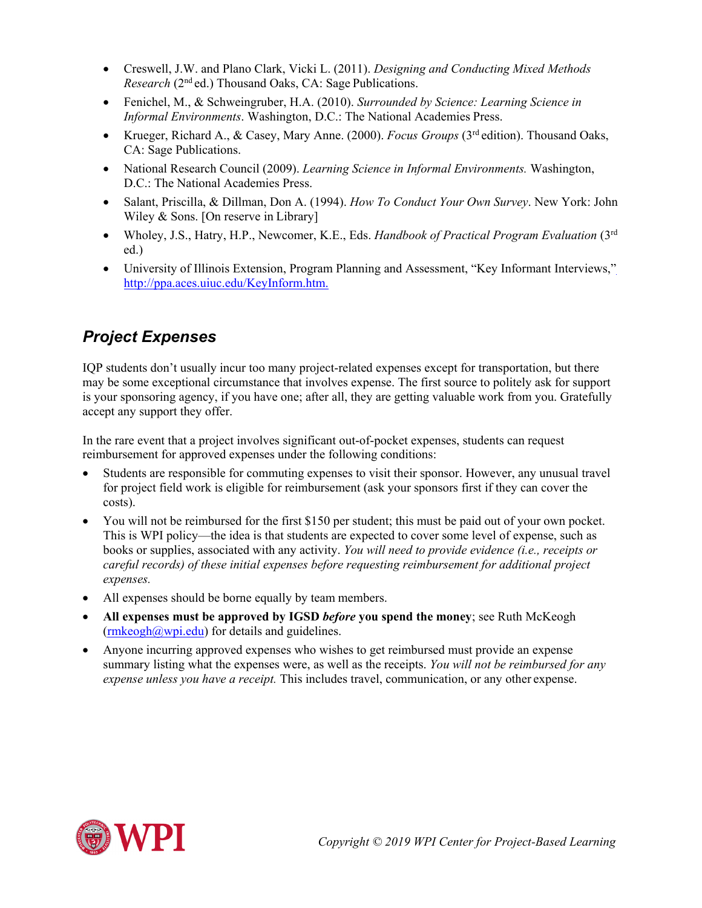- Creswell, J.W. and Plano Clark, Vicki L. (2011). *Designing and Conducting Mixed Methods Research* (2nd ed.) Thousand Oaks, CA: Sage Publications.
- Fenichel, M., & Schweingruber, H.A. (2010). *Surrounded by Science: Learning Science in Informal Environments*. Washington, D.C.: The National Academies Press.
- Krueger, Richard A., & Casey, Mary Anne. (2000). *Focus Groups* (3rd edition). Thousand Oaks, CA: Sage Publications.
- National Research Council (2009). *Learning Science in Informal Environments.* Washington, D.C.: The National Academies Press.
- Salant, Priscilla, & Dillman, Don A. (1994). *How To Conduct Your Own Survey*. New York: John Wiley & Sons. [On reserve in Library]
- Wholey, J.S., Hatry, H.P., Newcomer, K.E., Eds. *Handbook of Practical Program Evaluation* (3rd ed.)
- University of Illinois Extension, Program Planning and Assessment, "Key Informant Interviews," http://ppa.aces.uiuc.edu/KeyInform.htm.

## *Project Expenses*

IQP students don't usually incur too many project-related expenses except for transportation, but there may be some exceptional circumstance that involves expense. The first source to politely ask for support is your sponsoring agency, if you have one; after all, they are getting valuable work from you. Gratefully accept any support they offer.

In the rare event that a project involves significant out-of-pocket expenses, students can request reimbursement for approved expenses under the following conditions:

- Students are responsible for commuting expenses to visit their sponsor. However, any unusual travel for project field work is eligible for reimbursement (ask your sponsors first if they can cover the costs).
- You will not be reimbursed for the first $150 per student; this must be paid out of your own pocket. This is WPI policy—the idea is that students are expected to cover some level of expense, such as books or supplies, associated with any activity. *You will need to provide evidence (i.e., receipts or careful records) of these initial expenses before requesting reimbursement for additional project expenses.*
- All expenses should be borne equally by team members.
- **All expenses must be approved by IGSD *before* you spend the money**; see Ruth McKeogh (rmkeogh@wpi.edu) for details and guidelines.
- Anyone incurring approved expenses who wishes to get reimbursed must provide an expense summary listing what the expenses were, as well as the receipts. *You will not be reimbursed for any expense unless you have a receipt.* This includes travel, communication, or any other expense.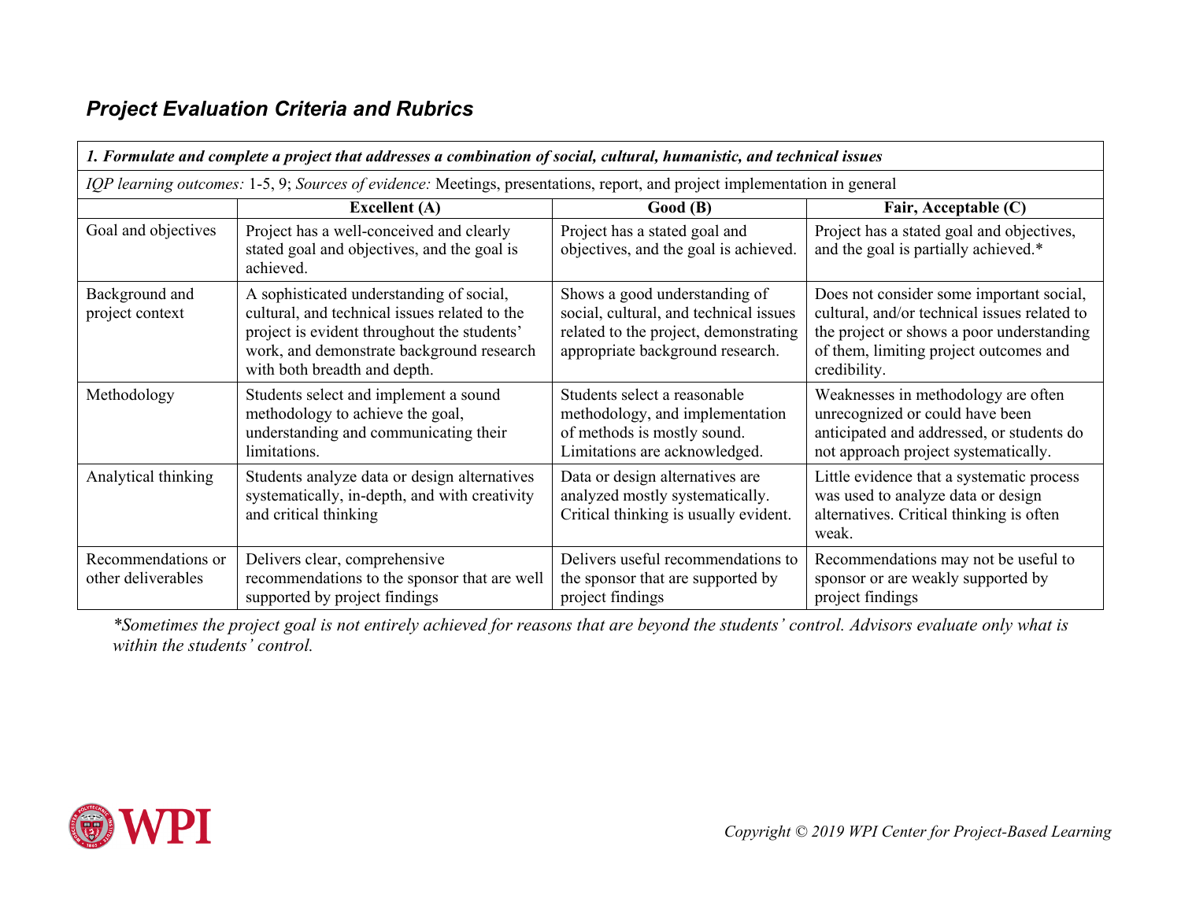## *Project Evaluation Criteria and Rubrics*

| ***1. Formulate and complete a project that addresses a combination of social, cultural, humanistic, and technical issues*** | | | |
|---|---|---|---|
| *IQP learning outcomes:* 1-5, 9; *Sources of evidence:* Meetings, presentations, report, and project implementation in general | | | |
| | **Excellent (A)** | **Good (B)** | **Fair, Acceptable (C)** |
| Goal and objectives | Project has a well-conceived and clearly stated goal and objectives, and the goal is achieved. | Project has a stated goal and objectives, and the goal is achieved. | Project has a stated goal and objectives, and the goal is partially achieved.* |
| Background and project context | A sophisticated understanding of social, cultural, and technical issues related to the project is evident throughout the students' work, and demonstrate background research with both breadth and depth. | Shows a good understanding of social, cultural, and technical issues related to the project, demonstrating appropriate background research. | Does not consider some important social, cultural, and/or technical issues related to the project or shows a poor understanding of them, limiting project outcomes and credibility. |
| Methodology | Students select and implement a sound methodology to achieve the goal, understanding and communicating their limitations. | Students select a reasonable methodology, and implementation of methods is mostly sound. Limitations are acknowledged. | Weaknesses in methodology are often unrecognized or could have been anticipated and addressed, or students do not approach project systematically. |
| Analytical thinking | Students analyze data or design alternatives systematically, in-depth, and with creativity and critical thinking | Data or design alternatives are analyzed mostly systematically. Critical thinking is usually evident. | Little evidence that a systematic process was used to analyze data or design alternatives. Critical thinking is often weak. |
| Recommendations or other deliverables | Delivers clear, comprehensive recommendations to the sponsor that are well supported by project findings | Delivers useful recommendations to the sponsor that are supported by project findings | Recommendations may not be useful to sponsor or are weakly supported by project findings |

**Sometimes the project goal is not entirely achieved for reasons that are beyond the students' control. Advisors evaluate only what is within the students' control.*

*Copyright © 2019 WPI Center for Project-Based Learning*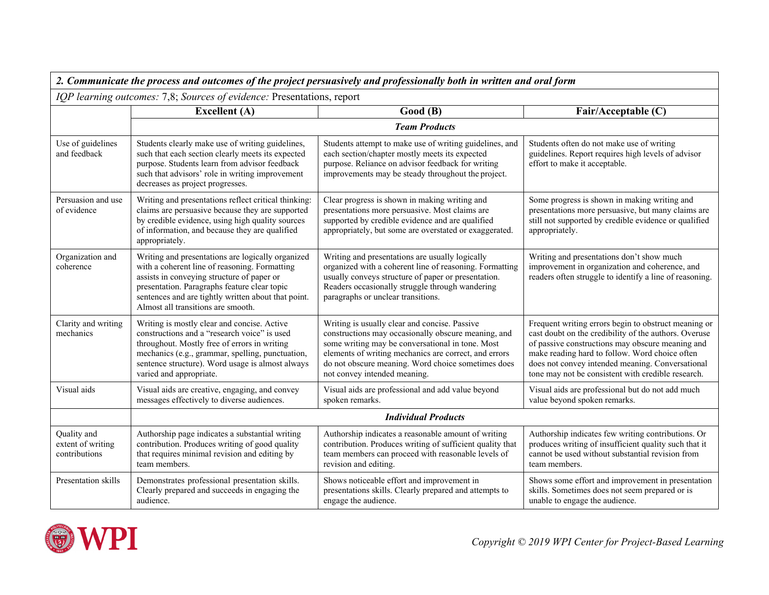| 2. Communicate the process and outcomes of the project persuasively and professionally both in written and oral form | | | |
|---|---|---|---|
| *IQP learning outcomes:* 7,8; *Sources of evidence:* Presentations, report | | | |
| | **Excellent (A)** | **Good (B)** | **Fair/Acceptable (C)** |
| | ***Team Products*** | | |
| Use of guidelines and feedback | Students clearly make use of writing guidelines, such that each section clearly meets its expected purpose. Students learn from advisor feedback such that advisors' role in writing improvement decreases as project progresses. | Students attempt to make use of writing guidelines, and each section/chapter mostly meets its expected purpose. Reliance on advisor feedback for writing improvements may be steady throughout the project. | Students often do not make use of writing guidelines. Report requires high levels of advisor effort to make it acceptable. |
| Persuasion and use of evidence | Writing and presentations reflect critical thinking: claims are persuasive because they are supported by credible evidence, using high quality sources of information, and because they are qualified appropriately. | Clear progress is shown in making writing and presentations more persuasive. Most claims are supported by credible evidence and are qualified appropriately, but some are overstated or exaggerated. | Some progress is shown in making writing and presentations more persuasive, but many claims are still not supported by credible evidence or qualified appropriately. |
| Organization and coherence | Writing and presentations are logically organized with a coherent line of reasoning. Formatting assists in conveying structure of paper or presentation. Paragraphs feature clear topic sentences and are tightly written about that point. Almost all transitions are smooth. | Writing and presentations are usually logically organized with a coherent line of reasoning. Formatting usually conveys structure of paper or presentation. Readers occasionally struggle through wandering paragraphs or unclear transitions. | Writing and presentations don't show much improvement in organization and coherence, and readers often struggle to identify a line of reasoning. |
| Clarity and writing mechanics | Writing is mostly clear and concise. Active constructions and a "research voice" is used throughout. Mostly free of errors in writing mechanics (e.g., grammar, spelling, punctuation, sentence structure). Word usage is almost always varied and appropriate. | Writing is usually clear and concise. Passive constructions may occasionally obscure meaning, and some writing may be conversational in tone. Most elements of writing mechanics are correct, and errors do not obscure meaning. Word choice sometimes does not convey intended meaning. | Frequent writing errors begin to obstruct meaning or cast doubt on the credibility of the authors. Overuse of passive constructions may obscure meaning and make reading hard to follow. Word choice often does not convey intended meaning. Conversational tone may not be consistent with credible research. |
| Visual aids | Visual aids are creative, engaging, and convey messages effectively to diverse audiences. | Visual aids are professional and add value beyond spoken remarks. | Visual aids are professional but do not add much value beyond spoken remarks. |
| | ***Individual Products*** | | |
| Quality and extent of writing contributions | Authorship page indicates a substantial writing contribution. Produces writing of good quality that requires minimal revision and editing by team members. | Authorship indicates a reasonable amount of writing contribution. Produces writing of sufficient quality that team members can proceed with reasonable levels of revision and editing. | Authorship indicates few writing contributions. Or produces writing of insufficient quality such that it cannot be used without substantial revision from team members. |
| Presentation skills | Demonstrates professional presentation skills. Clearly prepared and succeeds in engaging the audience. | Shows noticeable effort and improvement in presentations skills. Clearly prepared and attempts to engage the audience. | Shows some effort and improvement in presentation skills. Sometimes does not seem prepared or is unable to engage the audience. |

*Copyright © 2019 WPI Center for Project-Based Learning*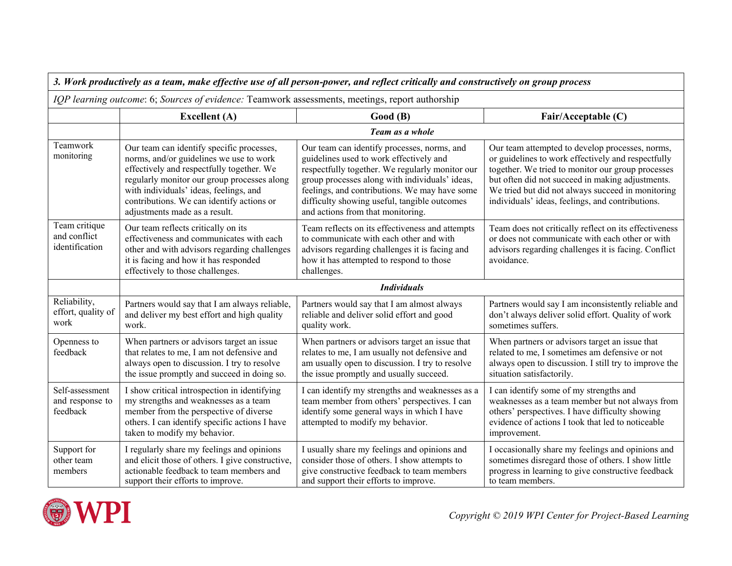| *3. Work productively as a team, make effective use of all person-power, and reflect critically and constructively on group process* | | | |
|---|---|---|---|
| *IQP learning outcome*: 6; *Sources of evidence:* Teamwork assessments, meetings, report authorship | | | |
| | **Excellent (A)** | **Good (B)** | **Fair/Acceptable (C)** |
| | ***Team as a whole*** | | |
| Teamwork monitoring | Our team can identify specific processes, norms, and/or guidelines we use to work effectively and respectfully together. We regularly monitor our group processes along with individuals' ideas, feelings, and contributions. We can identify actions or adjustments made as a result. | Our team can identify processes, norms, and guidelines used to work effectively and respectfully together. We regularly monitor our group processes along with individuals' ideas, feelings, and contributions. We may have some difficulty showing useful, tangible outcomes and actions from that monitoring. | Our team attempted to develop processes, norms, or guidelines to work effectively and respectfully together. We tried to monitor our group processes but often did not succeed in making adjustments. We tried but did not always succeed in monitoring individuals' ideas, feelings, and contributions. |
| Team critique and conflict identification | Our team reflects critically on its effectiveness and communicates with each other and with advisors regarding challenges it is facing and how it has responded effectively to those challenges. | Team reflects on its effectiveness and attempts to communicate with each other and with advisors regarding challenges it is facing and how it has attempted to respond to those challenges. | Team does not critically reflect on its effectiveness or does not communicate with each other or with advisors regarding challenges it is facing. Conflict avoidance. |
| | ***Individuals*** | | |
| Reliability, effort, quality of work | Partners would say that I am always reliable, and deliver my best effort and high quality work. | Partners would say that I am almost always reliable and deliver solid effort and good quality work. | Partners would say I am inconsistently reliable and don't always deliver solid effort. Quality of work sometimes suffers. |
| Openness to feedback | When partners or advisors target an issue that relates to me, I am not defensive and always open to discussion. I try to resolve the issue promptly and succeed in doing so. | When partners or advisors target an issue that relates to me, I am usually not defensive and am usually open to discussion. I try to resolve the issue promptly and usually succeed. | When partners or advisors target an issue that related to me, I sometimes am defensive or not always open to discussion. I still try to improve the situation satisfactorily. |
| Self-assessment and response to feedback | I show critical introspection in identifying my strengths and weaknesses as a team member from the perspective of diverse others. I can identify specific actions I have taken to modify my behavior. | I can identify my strengths and weaknesses as a team member from others' perspectives. I can identify some general ways in which I have attempted to modify my behavior. | I can identify some of my strengths and weaknesses as a team member but not always from others' perspectives. I have difficulty showing evidence of actions I took that led to noticeable improvement. |
| Support for other team members | I regularly share my feelings and opinions and elicit those of others. I give constructive, actionable feedback to team members and support their efforts to improve. | I usually share my feelings and opinions and consider those of others. I show attempts to give constructive feedback to team members and support their efforts to improve. | I occasionally share my feelings and opinions and sometimes disregard those of others. I show little progress in learning to give constructive feedback to team members. |

*Copyright © 2019 WPI Center for Project-Based Learning*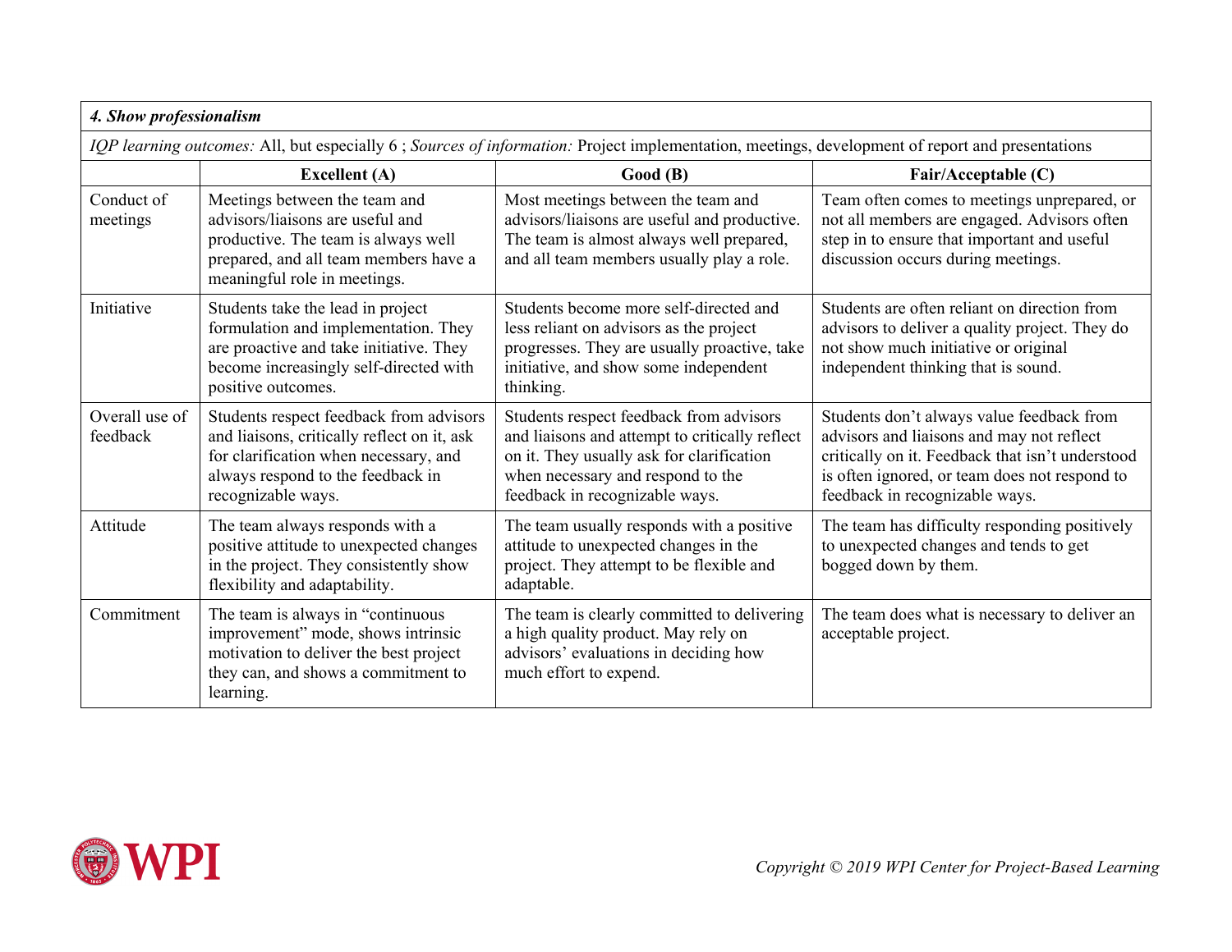| *4. Show professionalism* | | | |
|---|---|---|---|
| *IQP learning outcomes:* All, but especially 6 ; *Sources of information:* Project implementation, meetings, development of report and presentations | | | |
| | **Excellent (A)** | **Good (B)** | **Fair/Acceptable (C)** |
| Conduct of meetings | Meetings between the team and advisors/liaisons are useful and productive. The team is always well prepared, and all team members have a meaningful role in meetings. | Most meetings between the team and advisors/liaisons are useful and productive. The team is almost always well prepared, and all team members usually play a role. | Team often comes to meetings unprepared, or not all members are engaged. Advisors often step in to ensure that important and useful discussion occurs during meetings. |
| Initiative | Students take the lead in project formulation and implementation. They are proactive and take initiative. They become increasingly self-directed with positive outcomes. | Students become more self-directed and less reliant on advisors as the project progresses. They are usually proactive, take initiative, and show some independent thinking. | Students are often reliant on direction from advisors to deliver a quality project. They do not show much initiative or original independent thinking that is sound. |
| Overall use of feedback | Students respect feedback from advisors and liaisons, critically reflect on it, ask for clarification when necessary, and always respond to the feedback in recognizable ways. | Students respect feedback from advisors and liaisons and attempt to critically reflect on it. They usually ask for clarification when necessary and respond to the feedback in recognizable ways. | Students don't always value feedback from advisors and liaisons and may not reflect critically on it. Feedback that isn't understood is often ignored, or team does not respond to feedback in recognizable ways. |
| Attitude | The team always responds with a positive attitude to unexpected changes in the project. They consistently show flexibility and adaptability. | The team usually responds with a positive attitude to unexpected changes in the project. They attempt to be flexible and adaptable. | The team has difficulty responding positively to unexpected changes and tends to get bogged down by them. |
| Commitment | The team is always in "continuous improvement" mode, shows intrinsic motivation to deliver the best project they can, and shows a commitment to learning. | The team is clearly committed to delivering a high quality product. May rely on advisors' evaluations in deciding how much effort to expend. | The team does what is necessary to deliver an acceptable project. |

*Copyright © 2019 WPI Center for Project-Based Learning*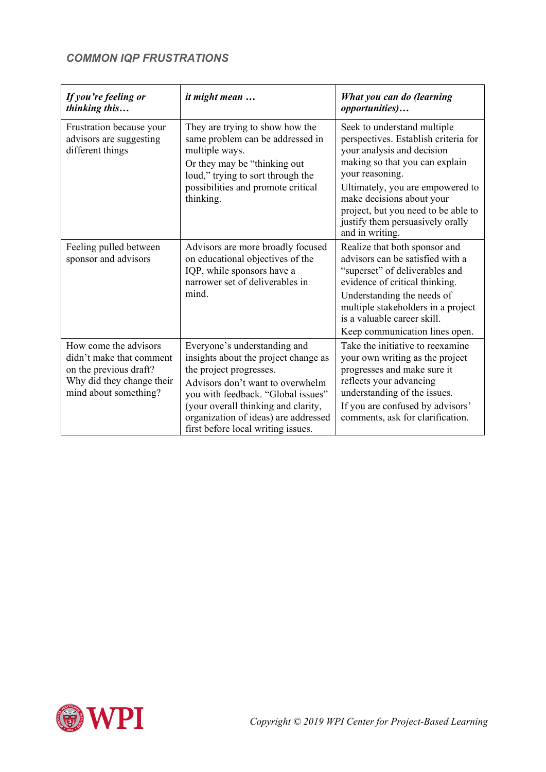### *COMMON IQP FRUSTRATIONS*

| ***If you're feeling or thinking this…*** | ***it might mean …*** | ***What you can do (learning opportunities)…*** |
| --- | --- | --- |
| Frustration because your advisors are suggesting different things | They are trying to show how the same problem can be addressed in multiple ways. Or they may be "thinking out loud," trying to sort through the possibilities and promote critical thinking. | Seek to understand multiple perspectives. Establish criteria for your analysis and decision making so that you can explain your reasoning. Ultimately, you are empowered to make decisions about your project, but you need to be able to justify them persuasively orally and in writing. |
| Feeling pulled between sponsor and advisors | Advisors are more broadly focused on educational objectives of the IQP, while sponsors have a narrower set of deliverables in mind. | Realize that both sponsor and advisors can be satisfied with a "superset" of deliverables and evidence of critical thinking. Understanding the needs of multiple stakeholders in a project is a valuable career skill. Keep communication lines open. |
| How come the advisors didn't make that comment on the previous draft? Why did they change their mind about something? | Everyone's understanding and insights about the project change as the project progresses. Advisors don't want to overwhelm you with feedback. "Global issues" (your overall thinking and clarity, organization of ideas) are addressed first before local writing issues. | Take the initiative to reexamine your own writing as the project progresses and make sure it reflects your advancing understanding of the issues. If you are confused by advisors' comments, ask for clarification. |

*Copyright © 2019 WPI Center for Project-Based Learning*